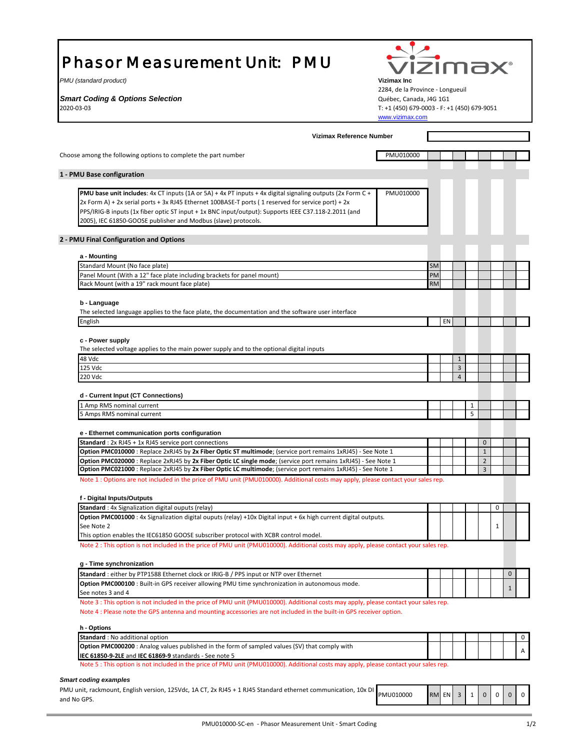# Phasor Measurement Unit: PMU

*PMU (standard product)*

***Smart Coding & Options Selection***

2020-03-03

**Vizimax Inc**
2284, de la Province - Longueuil
Québec, Canada, J4G 1G1
T: +1 (450) 679-0003 - F: +1 (450) 679-9051
www.vizimax.com

**Vizimax Reference Number**

Choose among the following options to complete the part number: PMU010000

## 1 - PMU Base configuration

| Description | Code |
|---|---|
| **PMU base unit includes**: 4x CT inputs (1A or 5A) + 4x PT inputs + 4x digital signaling outputs (2x Form C + 2x Form A) + 2x serial ports + 3x RJ45 Ethernet 100BASE-T ports ( 1 reserved for service port) + 2x PPS/IRIG-B inputs (1x fiber optic ST input + 1x BNC input/output): Supports IEEE C37.118-2.2011 (and 2005), IEC 61850-GOOSE publisher and Modbus (slave) protocols. | PMU010000 |

## 2 - PMU Final Configuration and Options

### a - Mounting

| Description | Code |
|---|---|
| Standard Mount (No face plate) | SM |
| Panel Mount (With a 12" face plate including brackets for panel mount) | PM |
| Rack Mount (with a 19" rack mount face plate) | RM |

### b - Language

The selected language applies to the face plate, the documentation and the software user interface

| Description | Code |
|---|---|
| English | EN |

### c - Power supply

The selected voltage applies to the main power supply and to the optional digital inputs

| Description | Code |
|---|---|
| 48 Vdc | 1 |
| 125 Vdc | 3 |
| 220 Vdc | 4 |

### d - Current Input (CT Connections)

| Description | Code |
|---|---|
| 1 Amp RMS nominal current | 1 |
| 5 Amps RMS nominal current | 5 |

### e - Ethernet communication ports configuration

| Description | Code |
|---|---|
| **Standard** : 2x RJ45 + 1x RJ45 service port connections | 0 |
| **Option PMC010000** : Replace 2xRJ45 by **2x Fiber Optic ST multimode**; (service port remains 1xRJ45) - See Note 1 | 1 |
| **Option PMC020000** : Replace 2xRJ45 by **2x Fiber Optic LC single mode**; (service port remains 1xRJ45) - See Note 1 | 2 |
| **Option PMC021000** : Replace 2xRJ45 by **2x Fiber Optic LC multimode**; (service port remains 1xRJ45) - See Note 1 | 3 |

Note 1 : Options are not included in the price of PMU unit (PMU010000). Additional costs may apply, please contact your sales rep.

### f - Digital Inputs/Outputs

| Description | Code |
|---|---|
| **Standard** : 4x Signalization digital ouputs (relay) | 0 |
| **Option PMC001000** : 4x Signalization digital ouputs (relay) +10x Digital input + 6x high current digital outputs. See Note 2<br>This option enables the IEC61850 GOOSE subscriber protocol with XCBR control model. | 1 |

Note 2 : This option is not included in the price of PMU unit (PMU010000). Additional costs may apply, please contact your sales rep.

### g - Time synchronization

| Description | Code |
|---|---|
| **Standard** : either by PTP1588 Ethernet clock or IRIG-B / PPS input or NTP over Ethernet | 0 |
| **Option PMC000100** : Built-in GPS receiver allowing PMU time synchronization in autonomous mode. See notes 3 and 4 | 1 |

Note 3 : This option is not included in the price of PMU unit (PMU010000). Additional costs may apply, please contact your sales rep.

Note 4 : Please note the GPS antenna and mounting accessories are not included in the built-in GPS receiver option.

### h - Options

| Description | Code |
|---|---|
| **Standard** : No additional option | 0 |
| **Option PMC000200** : Analog values published in the form of sampled values (SV) that comply with **IEC 61850-9-2LE** and **IEC 61869-9** standards - See note 5 | A |

Note 5 : This option is not included in the price of PMU unit (PMU010000). Additional costs may apply, please contact your sales rep.

***Smart coding examples***

| Description | Base | a | b | c | d | e | f | g | h |
|---|---|---|---|---|---|---|---|---|---|
| PMU unit, rackmount, English version, 125Vdc, 1A CT, 2x RJ45 + 1 RJ45 Standard ethernet communication, 10x DI and No GPS. | PMU010000 | RM | EN | 3 | 1 | 0 | 0 | 0 | 0 |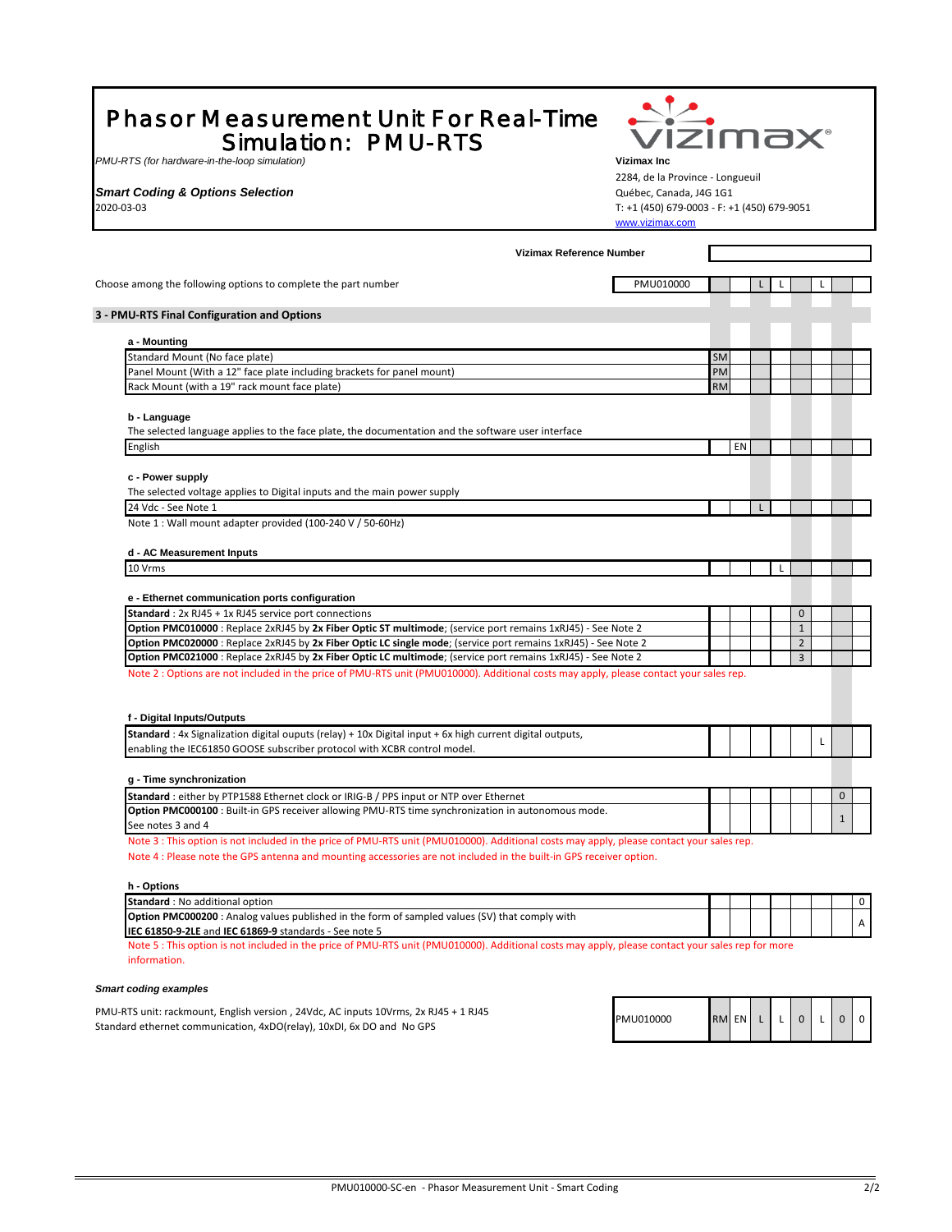# Phasor Measurement Unit For Real-Time Simulation: PMU-RTS

*PMU-RTS (for hardware-in-the-loop simulation)*

***Smart Coding & Options Selection***

2020-03-03

**Vizimax Inc**
2284, de la Province - Longueuil
Québec, Canada, J4G 1G1
T: +1 (450) 679-0003 - F: +1 (450) 679-9051
www.vizimax.com

**Vizimax Reference Number**

Choose among the following options to complete the part number

| | | | | | | | | | |
|---|---|---|---|---|---|---|---|---|---|
| PMU010000 | | | L | L | | L | | | |

## 3 - PMU-RTS Final Configuration and Options

### a - Mounting

| | | | | | | | | | |
|---|---|---|---|---|---|---|---|---|---|
| Standard Mount (No face plate) | SM | | | | | | | | |
| Panel Mount (With a 12" face plate including brackets for panel mount) | PM | | | | | | | | |
| Rack Mount (with a 19" rack mount face plate) | RM | | | | | | | | |

### b - Language

The selected language applies to the face plate, the documentation and the software user interface

| | | | | | | | | | |
|---|---|---|---|---|---|---|---|---|---|
| English | | EN | | | | | | | |

### c - Power supply

The selected voltage applies to Digital inputs and the main power supply

| | | | | | | | | | |
|---|---|---|---|---|---|---|---|---|---|
| 24 Vdc - See Note 1 | | | L | | | | | | |

Note 1 : Wall mount adapter provided (100-240 V / 50-60Hz)

### d - AC Measurement Inputs

| | | | | | | | | | |
|---|---|---|---|---|---|---|---|---|---|
| 10 Vrms | | | | L | | | | | |

### e - Ethernet communication ports configuration

| | | | | | | | | | |
|---|---|---|---|---|---|---|---|---|---|
| **Standard** : 2x RJ45 + 1x RJ45 service port connections | | | | | 0 | | | | |
| **Option PMC010000** : Replace 2xRJ45 by **2x Fiber Optic ST multimode**; (service port remains 1xRJ45) - See Note 2 | | | | | 1 | | | | |
| **Option PMC020000** : Replace 2xRJ45 by **2x Fiber Optic LC single mode**; (service port remains 1xRJ45) - See Note 2 | | | | | 2 | | | | |
| **Option PMC021000** : Replace 2xRJ45 by **2x Fiber Optic LC multimode**; (service port remains 1xRJ45) - See Note 2 | | | | | 3 | | | | |

Note 2 : Options are not included in the price of PMU-RTS unit (PMU010000). Additional costs may apply, please contact your sales rep.

### f - Digital Inputs/Outputs

| | | | | | | | | | |
|---|---|---|---|---|---|---|---|---|---|
| **Standard** : 4x Signalization digital ouputs (relay) + 10x Digital input + 6x high current digital outputs, enabling the IEC61850 GOOSE subscriber protocol with XCBR control model. | | | | | | L | | | |

### g - Time synchronization

| | | | | | | | | | |
|---|---|---|---|---|---|---|---|---|---|
| **Standard** : either by PTP1588 Ethernet clock or IRIG-B / PPS input or NTP over Ethernet | | | | | | | 0 | | |
| **Option PMC000100** : Built-in GPS receiver allowing PMU-RTS time synchronization in autonomous mode. See notes 3 and 4 | | | | | | | 1 | | |

Note 3 : This option is not included in the price of PMU-RTS unit (PMU010000). Additional costs may apply, please contact your sales rep.

Note 4 : Please note the GPS antenna and mounting accessories are not included in the built-in GPS receiver option.

### h - Options

| | | | | | | | | | |
|---|---|---|---|---|---|---|---|---|---|
| **Standard** : No additional option | | | | | | | | | 0 |
| **Option PMC000200** : Analog values published in the form of sampled values (SV) that comply with **IEC 61850-9-2LE** and **IEC 61869-9** standards - See note 5 | | | | | | | | | A |

Note 5 : This option is not included in the price of PMU-RTS unit (PMU010000). Additional costs may apply, please contact your sales rep for more information.

***Smart coding examples***

PMU-RTS unit: rackmount, English version , 24Vdc, AC inputs 10Vrms, 2x RJ45 + 1 RJ45 Standard ethernet communication, 4xDO(relay), 10xDI, 6x DO and No GPS

| | | | | | | | | | |
|---|---|---|---|---|---|---|---|---|---|
| PMU010000 | RM | EN | L | L | 0 | L | 0 | 0 | |